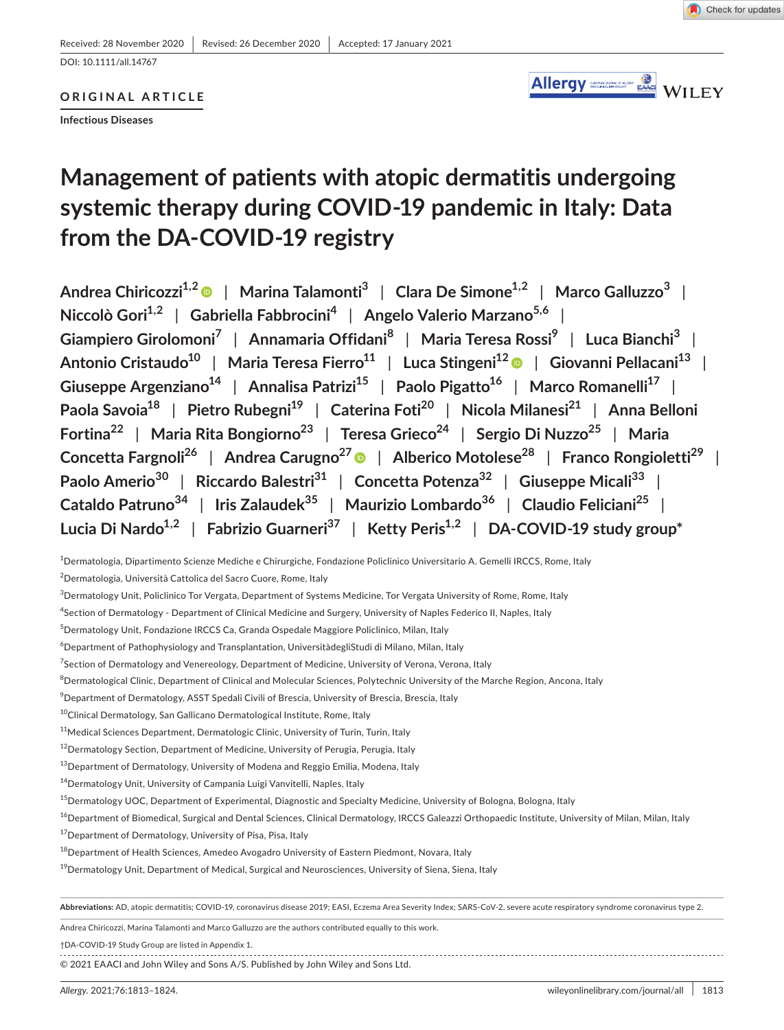Received: 28 November 2020 | Revised: 26 December 2020 | Accepted: 17 January 2021

DOI: 10.1111/all.14767

**ORIGINAL ARTICLE**

**Infectious Diseases**

# Management of patients with atopic dermatitis undergoing systemic therapy during COVID-19 pandemic in Italy: Data from the DA-COVID-19 registry

Andrea Chiricozzi[1,2] | Marina Talamonti[3] | Clara De Simone[1,2] | Marco Galluzzo[3] | Niccolò Gori[1,2] | Gabriella Fabbrocini[4] | Angelo Valerio Marzano[5,6] | Giampiero Girolomoni[7] | Annamaria Offidani[8] | Maria Teresa Rossi[9] | Luca Bianchi[3] | Antonio Cristaudo[10] | Maria Teresa Fierro[11] | Luca Stingeni[12] | Giovanni Pellacani[13] | Giuseppe Argenziano[14] | Annalisa Patrizi[15] | Paolo Pigatto[16] | Marco Romanelli[17] | Paola Savoia[18] | Pietro Rubegni[19] | Caterina Foti[20] | Nicola Milanesi[21] | Anna Belloni Fortina[22] | Maria Rita Bongiorno[23] | Teresa Grieco[24] | Sergio Di Nuzzo[25] | Maria Concetta Fargnoli[26] | Andrea Carugno[27] | Alberico Motolese[28] | Franco Rongioletti[29] | Paolo Amerio[30] | Riccardo Balestri[31] | Concetta Potenza[32] | Giuseppe Micali[33] | Cataldo Patruno[34] | Iris Zalaudek[35] | Maurizio Lombardo[36] | Claudio Feliciani[25] | Lucia Di Nardo[1,2] | Fabrizio Guarneri[37] | Ketty Peris[1,2] | DA-COVID-19 study group*

[1]Dermatologia, Dipartimento Scienze Mediche e Chirurgiche, Fondazione Policlinico Universitario A. Gemelli IRCCS, Rome, Italy

[2]Dermatologia, Università Cattolica del Sacro Cuore, Rome, Italy

[3]Dermatology Unit, Policlinico Tor Vergata, Department of Systems Medicine, Tor Vergata University of Rome, Rome, Italy

[4]Section of Dermatology - Department of Clinical Medicine and Surgery, University of Naples Federico II, Naples, Italy

[5]Dermatology Unit, Fondazione IRCCS Ca, Granda Ospedale Maggiore Policlinico, Milan, Italy

[6]Department of Pathophysiology and Transplantation, UniversitàdegliStudi di Milano, Milan, Italy

[7]Section of Dermatology and Venereology, Department of Medicine, University of Verona, Verona, Italy

[8]Dermatological Clinic, Department of Clinical and Molecular Sciences, Polytechnic University of the Marche Region, Ancona, Italy

[9]Department of Dermatology, ASST Spedali Civili of Brescia, University of Brescia, Brescia, Italy

[10]Clinical Dermatology, San Gallicano Dermatological Institute, Rome, Italy

[11]Medical Sciences Department, Dermatologic Clinic, University of Turin, Turin, Italy

[12]Dermatology Section, Department of Medicine, University of Perugia, Perugia, Italy

[13]Department of Dermatology, University of Modena and Reggio Emilia, Modena, Italy

[14]Dermatology Unit, University of Campania Luigi Vanvitelli, Naples, Italy

[15]Dermatology UOC, Department of Experimental, Diagnostic and Specialty Medicine, University of Bologna, Bologna, Italy

[16]Department of Biomedical, Surgical and Dental Sciences, Clinical Dermatology, IRCCS Galeazzi Orthopaedic Institute, University of Milan, Milan, Italy

[17]Department of Dermatology, University of Pisa, Pisa, Italy

[18]Department of Health Sciences, Amedeo Avogadro University of Eastern Piedmont, Novara, Italy

[19]Dermatology Unit, Department of Medical, Surgical and Neurosciences, University of Siena, Siena, Italy

**Abbreviations:** AD, atopic dermatitis; COVID-19, coronavirus disease 2019; EASI, Eczema Area Severity Index; SARS-CoV-2, severe acute respiratory syndrome coronavirus type 2.

Andrea Chiricozzi, Marina Talamonti and Marco Galluzzo are the authors contributed equally to this work.

†DA-COVID-19 Study Group are listed in Appendix 1.

© 2021 EAACI and John Wiley and Sons A/S. Published by John Wiley and Sons Ltd.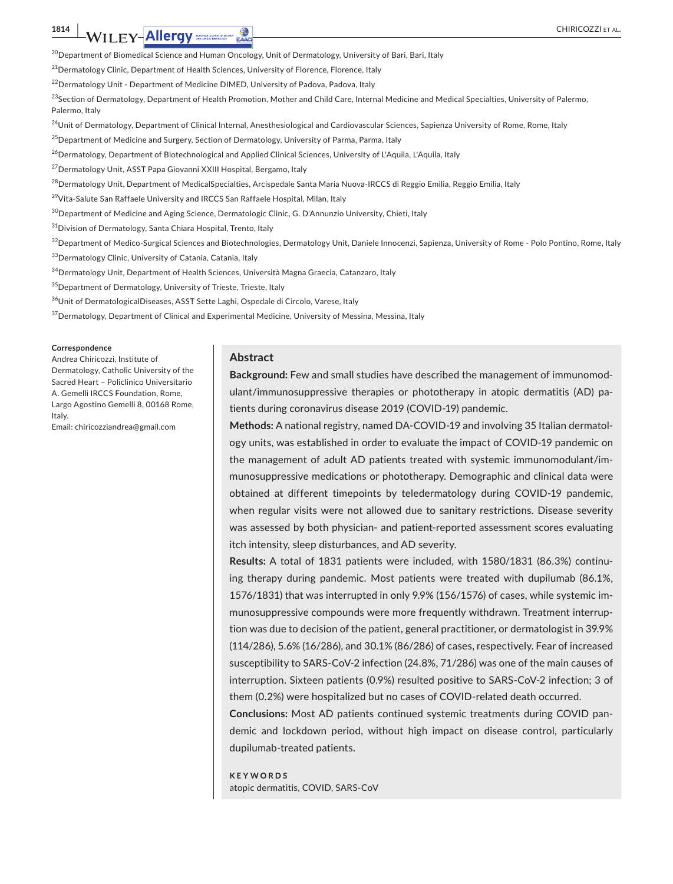[20]Department of Biomedical Science and Human Oncology, Unit of Dermatology, University of Bari, Bari, Italy

[21]Dermatology Clinic, Department of Health Sciences, University of Florence, Florence, Italy

[22]Dermatology Unit - Department of Medicine DIMED, University of Padova, Padova, Italy

[23]Section of Dermatology, Department of Health Promotion, Mother and Child Care, Internal Medicine and Medical Specialties, University of Palermo, Palermo, Italy

[24]Unit of Dermatology, Department of Clinical Internal, Anesthesiological and Cardiovascular Sciences, Sapienza University of Rome, Rome, Italy

[25]Department of Medicine and Surgery, Section of Dermatology, University of Parma, Parma, Italy

[26]Dermatology, Department of Biotechnological and Applied Clinical Sciences, University of L'Aquila, L'Aquila, Italy

[27]Dermatology Unit, ASST Papa Giovanni XXIII Hospital, Bergamo, Italy

[28]Dermatology Unit, Department of MedicalSpecialties, Arcispedale Santa Maria Nuova-IRCCS di Reggio Emilia, Reggio Emilia, Italy

[29]Vita-Salute San Raffaele University and IRCCS San Raffaele Hospital, Milan, Italy

[30]Department of Medicine and Aging Science, Dermatologic Clinic, G. D'Annunzio University, Chieti, Italy

[31]Division of Dermatology, Santa Chiara Hospital, Trento, Italy

[32]Department of Medico-Surgical Sciences and Biotechnologies, Dermatology Unit, Daniele Innocenzi, Sapienza, University of Rome - Polo Pontino, Rome, Italy

[33]Dermatology Clinic, University of Catania, Catania, Italy

[34]Dermatology Unit, Department of Health Sciences, Università Magna Graecia, Catanzaro, Italy

[35]Department of Dermatology, University of Trieste, Trieste, Italy

[36]Unit of DermatologicalDiseases, ASST Sette Laghi, Ospedale di Circolo, Varese, Italy

[37]Dermatology, Department of Clinical and Experimental Medicine, University of Messina, Messina, Italy

**Correspondence**
Andrea Chiricozzi, Institute of Dermatology, Catholic University of the Sacred Heart – Policlinico Universitario A. Gemelli IRCCS Foundation, Rome, Largo Agostino Gemelli 8, 00168 Rome, Italy.
Email: chiricozziandrea@gmail.com

## Abstract

**Background:** Few and small studies have described the management of immunomodulant/immunosuppressive therapies or phototherapy in atopic dermatitis (AD) patients during coronavirus disease 2019 (COVID-19) pandemic.

**Methods:** A national registry, named DA-COVID-19 and involving 35 Italian dermatology units, was established in order to evaluate the impact of COVID-19 pandemic on the management of adult AD patients treated with systemic immunomodulant/immunosuppressive medications or phototherapy. Demographic and clinical data were obtained at different timepoints by teledermatology during COVID-19 pandemic, when regular visits were not allowed due to sanitary restrictions. Disease severity was assessed by both physician- and patient-reported assessment scores evaluating itch intensity, sleep disturbances, and AD severity.

**Results:** A total of 1831 patients were included, with 1580/1831 (86.3%) continuing therapy during pandemic. Most patients were treated with dupilumab (86.1%, 1576/1831) that was interrupted in only 9.9% (156/1576) of cases, while systemic immunosuppressive compounds were more frequently withdrawn. Treatment interruption was due to decision of the patient, general practitioner, or dermatologist in 39.9% (114/286), 5.6% (16/286), and 30.1% (86/286) of cases, respectively. Fear of increased susceptibility to SARS-CoV-2 infection (24.8%, 71/286) was one of the main causes of interruption. Sixteen patients (0.9%) resulted positive to SARS-CoV-2 infection; 3 of them (0.2%) were hospitalized but no cases of COVID-related death occurred.

**Conclusions:** Most AD patients continued systemic treatments during COVID pandemic and lockdown period, without high impact on disease control, particularly dupilumab-treated patients.

**KEYWORDS**
atopic dermatitis, COVID, SARS-CoV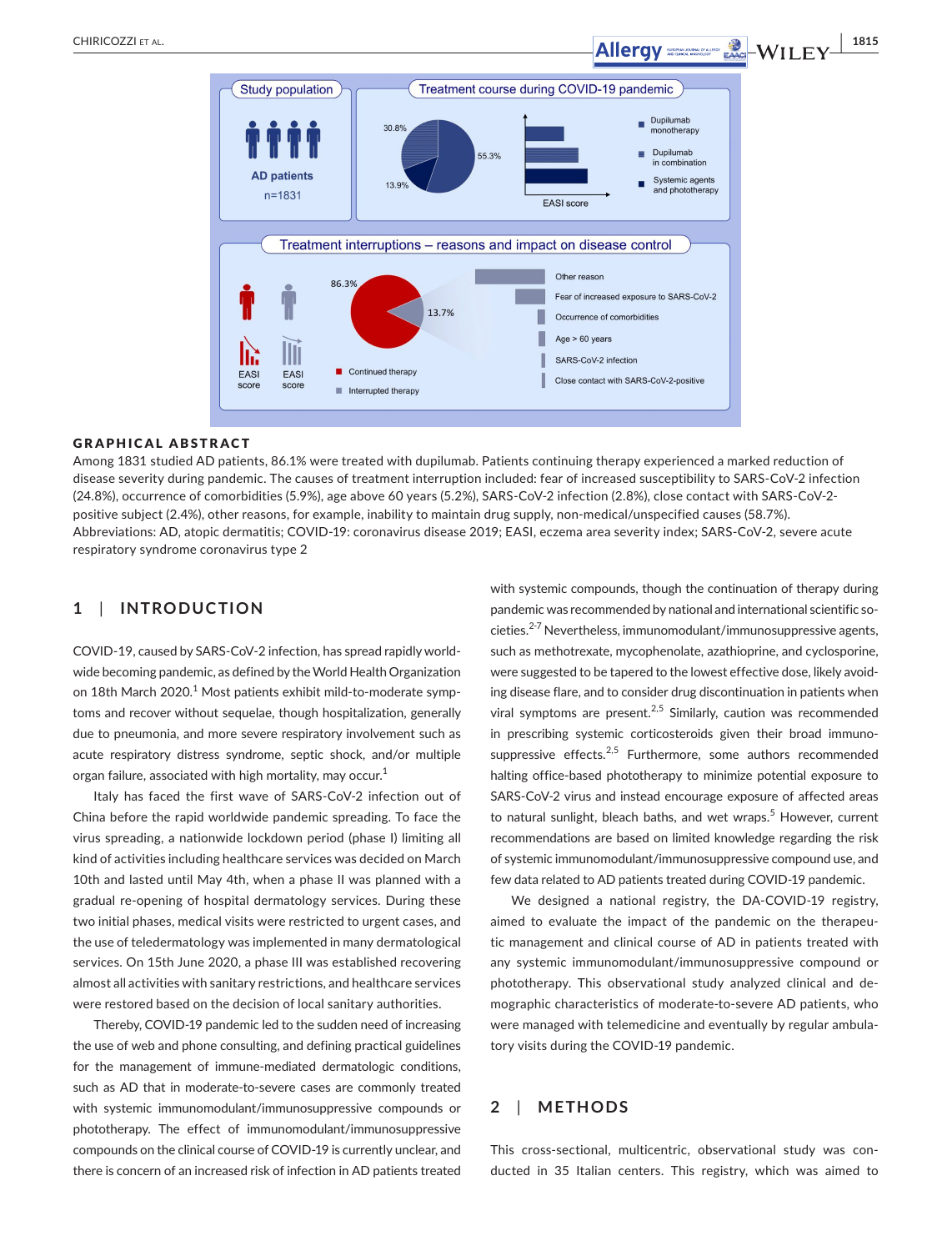**GRAPHICAL ABSTRACT**

Among 1831 studied AD patients, 86.1% were treated with dupilumab. Patients continuing therapy experienced a marked reduction of disease severity during pandemic. The causes of treatment interruption included: fear of increased susceptibility to SARS-CoV-2 infection (24.8%), occurrence of comorbidities (5.9%), age above 60 years (5.2%), SARS-CoV-2 infection (2.8%), close contact with SARS-CoV-2-positive subject (2.4%), other reasons, for example, inability to maintain drug supply, non-medical/unspecified causes (58.7%).
Abbreviations: AD, atopic dermatitis; COVID-19: coronavirus disease 2019; EASI, eczema area severity index; SARS-CoV-2, severe acute respiratory syndrome coronavirus type 2

## 1 | INTRODUCTION

COVID-19, caused by SARS-CoV-2 infection, has spread rapidly worldwide becoming pandemic, as defined by the World Health Organization on 18th March 2020.[1] Most patients exhibit mild-to-moderate symptoms and recover without sequelae, though hospitalization, generally due to pneumonia, and more severe respiratory involvement such as acute respiratory distress syndrome, septic shock, and/or multiple organ failure, associated with high mortality, may occur.[1]

Italy has faced the first wave of SARS-CoV-2 infection out of China before the rapid worldwide pandemic spreading. To face the virus spreading, a nationwide lockdown period (phase I) limiting all kind of activities including healthcare services was decided on March 10th and lasted until May 4th, when a phase II was planned with a gradual re-opening of hospital dermatology services. During these two initial phases, medical visits were restricted to urgent cases, and the use of teledermatology was implemented in many dermatological services. On 15th June 2020, a phase III was established recovering almost all activities with sanitary restrictions, and healthcare services were restored based on the decision of local sanitary authorities.

Thereby, COVID-19 pandemic led to the sudden need of increasing the use of web and phone consulting, and defining practical guidelines for the management of immune-mediated dermatologic conditions, such as AD that in moderate-to-severe cases are commonly treated with systemic immunomodulant/immunosuppressive compounds or phototherapy. The effect of immunomodulant/immunosuppressive compounds on the clinical course of COVID-19 is currently unclear, and there is concern of an increased risk of infection in AD patients treated with systemic compounds, though the continuation of therapy during pandemic was recommended by national and international scientific societies.[2-7] Nevertheless, immunomodulant/immunosuppressive agents, such as methotrexate, mycophenolate, azathioprine, and cyclosporine, were suggested to be tapered to the lowest effective dose, likely avoiding disease flare, and to consider drug discontinuation in patients when viral symptoms are present.[2,5] Similarly, caution was recommended in prescribing systemic corticosteroids given their broad immunosuppressive effects.[2,5] Furthermore, some authors recommended halting office-based phototherapy to minimize potential exposure to SARS-CoV-2 virus and instead encourage exposure of affected areas to natural sunlight, bleach baths, and wet wraps.[5] However, current recommendations are based on limited knowledge regarding the risk of systemic immunomodulant/immunosuppressive compound use, and few data related to AD patients treated during COVID-19 pandemic.

We designed a national registry, the DA-COVID-19 registry, aimed to evaluate the impact of the pandemic on the therapeutic management and clinical course of AD in patients treated with any systemic immunomodulant/immunosuppressive compound or phototherapy. This observational study analyzed clinical and demographic characteristics of moderate-to-severe AD patients, who were managed with telemedicine and eventually by regular ambulatory visits during the COVID-19 pandemic.

## 2 | METHODS

This cross-sectional, multicentric, observational study was conducted in 35 Italian centers. This registry, which was aimed to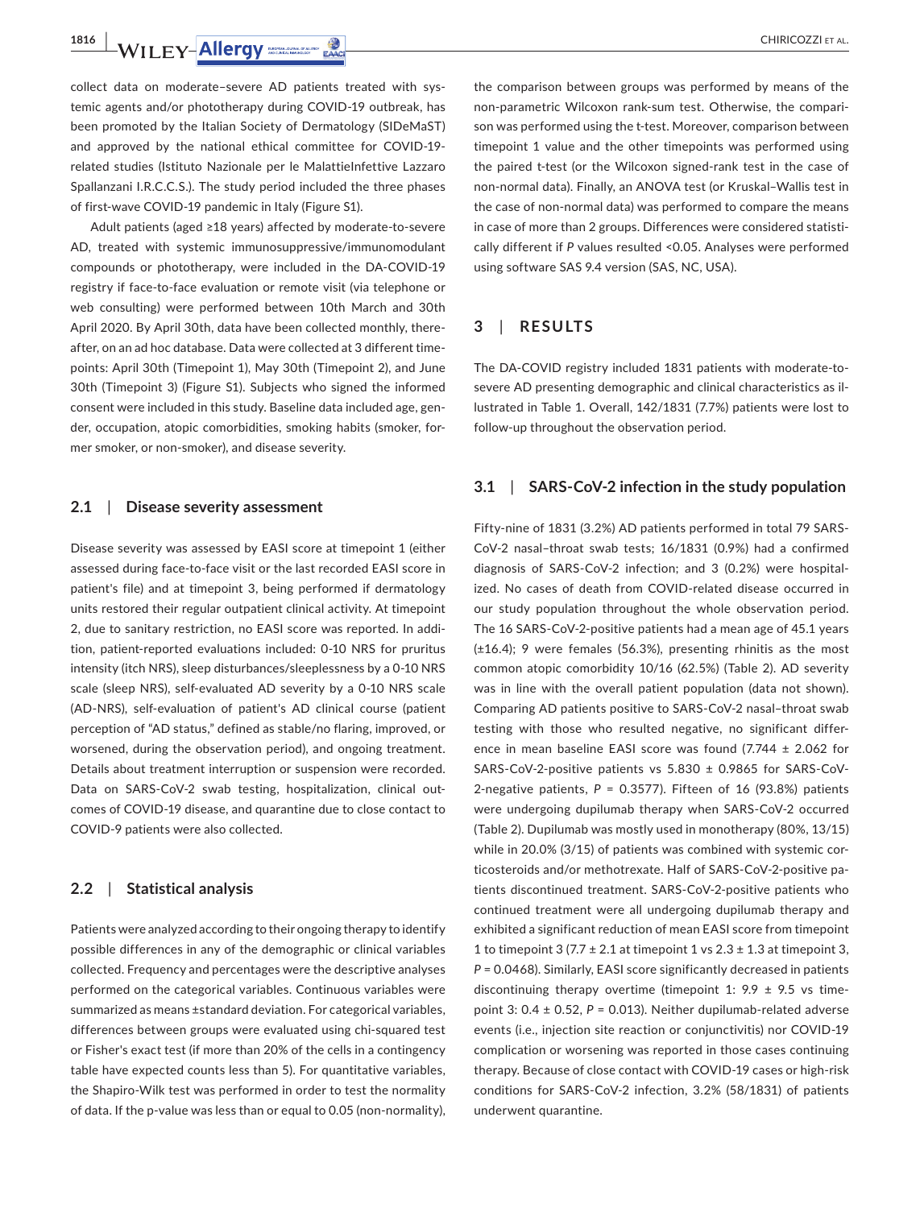collect data on moderate–severe AD patients treated with systemic agents and/or phototherapy during COVID-19 outbreak, has been promoted by the Italian Society of Dermatology (SIDeMaST) and approved by the national ethical committee for COVID-19-related studies (Istituto Nazionale per le MalattieInfettive Lazzaro Spallanzani I.R.C.C.S.). The study period included the three phases of first-wave COVID-19 pandemic in Italy (Figure S1).

Adult patients (aged ≥18 years) affected by moderate-to-severe AD, treated with systemic immunosuppressive/immunomodulant compounds or phototherapy, were included in the DA-COVID-19 registry if face-to-face evaluation or remote visit (via telephone or web consulting) were performed between 10th March and 30th April 2020. By April 30th, data have been collected monthly, thereafter, on an ad hoc database. Data were collected at 3 different timepoints: April 30th (Timepoint 1), May 30th (Timepoint 2), and June 30th (Timepoint 3) (Figure S1). Subjects who signed the informed consent were included in this study. Baseline data included age, gender, occupation, atopic comorbidities, smoking habits (smoker, former smoker, or non-smoker), and disease severity.

### 2.1 | Disease severity assessment

Disease severity was assessed by EASI score at timepoint 1 (either assessed during face-to-face visit or the last recorded EASI score in patient's file) and at timepoint 3, being performed if dermatology units restored their regular outpatient clinical activity. At timepoint 2, due to sanitary restriction, no EASI score was reported. In addition, patient-reported evaluations included: 0-10 NRS for pruritus intensity (itch NRS), sleep disturbances/sleeplessness by a 0-10 NRS scale (sleep NRS), self-evaluated AD severity by a 0-10 NRS scale (AD-NRS), self-evaluation of patient's AD clinical course (patient perception of "AD status," defined as stable/no flaring, improved, or worsened, during the observation period), and ongoing treatment. Details about treatment interruption or suspension were recorded. Data on SARS-CoV-2 swab testing, hospitalization, clinical outcomes of COVID-19 disease, and quarantine due to close contact to COVID-9 patients were also collected.

### 2.2 | Statistical analysis

Patients were analyzed according to their ongoing therapy to identify possible differences in any of the demographic or clinical variables collected. Frequency and percentages were the descriptive analyses performed on the categorical variables. Continuous variables were summarized as means ±standard deviation. For categorical variables, differences between groups were evaluated using chi-squared test or Fisher's exact test (if more than 20% of the cells in a contingency table have expected counts less than 5). For quantitative variables, the Shapiro-Wilk test was performed in order to test the normality of data. If the p-value was less than or equal to 0.05 (non-normality), the comparison between groups was performed by means of the non-parametric Wilcoxon rank-sum test. Otherwise, the comparison was performed using the t-test. Moreover, comparison between timepoint 1 value and the other timepoints was performed using the paired t-test (or the Wilcoxon signed-rank test in the case of non-normal data). Finally, an ANOVA test (or Kruskal–Wallis test in the case of non-normal data) was performed to compare the means in case of more than 2 groups. Differences were considered statistically different if $P$ values resulted <0.05. Analyses were performed using software SAS 9.4 version (SAS, NC, USA).

## 3 | RESULTS

The DA-COVID registry included 1831 patients with moderate-to-severe AD presenting demographic and clinical characteristics as illustrated in Table 1. Overall, 142/1831 (7.7%) patients were lost to follow-up throughout the observation period.

### 3.1 | SARS-CoV-2 infection in the study population

Fifty-nine of 1831 (3.2%) AD patients performed in total 79 SARS-CoV-2 nasal–throat swab tests; 16/1831 (0.9%) had a confirmed diagnosis of SARS-CoV-2 infection; and 3 (0.2%) were hospitalized. No cases of death from COVID-related disease occurred in our study population throughout the whole observation period. The 16 SARS-CoV-2-positive patients had a mean age of 45.1 years (±16.4); 9 were females (56.3%), presenting rhinitis as the most common atopic comorbidity 10/16 (62.5%) (Table 2). AD severity was in line with the overall patient population (data not shown). Comparing AD patients positive to SARS-CoV-2 nasal–throat swab testing with those who resulted negative, no significant difference in mean baseline EASI score was found (7.744 ± 2.062 for SARS-CoV-2-positive patients vs 5.830 ± 0.9865 for SARS-CoV-2-negative patients, $P$ = 0.3577). Fifteen of 16 (93.8%) patients were undergoing dupilumab therapy when SARS-CoV-2 occurred (Table 2). Dupilumab was mostly used in monotherapy (80%, 13/15) while in 20.0% (3/15) of patients was combined with systemic corticosteroids and/or methotrexate. Half of SARS-CoV-2-positive patients discontinued treatment. SARS-CoV-2-positive patients who continued treatment were all undergoing dupilumab therapy and exhibited a significant reduction of mean EASI score from timepoint 1 to timepoint 3 (7.7 ± 2.1 at timepoint 1 vs 2.3 ± 1.3 at timepoint 3, $P$ = 0.0468). Similarly, EASI score significantly decreased in patients discontinuing therapy overtime (timepoint 1: 9.9 ± 9.5 vs timepoint 3: 0.4 ± 0.52, $P$ = 0.013). Neither dupilumab-related adverse events (i.e., injection site reaction or conjunctivitis) nor COVID-19 complication or worsening was reported in those cases continuing therapy. Because of close contact with COVID-19 cases or high-risk conditions for SARS-CoV-2 infection, 3.2% (58/1831) of patients underwent quarantine.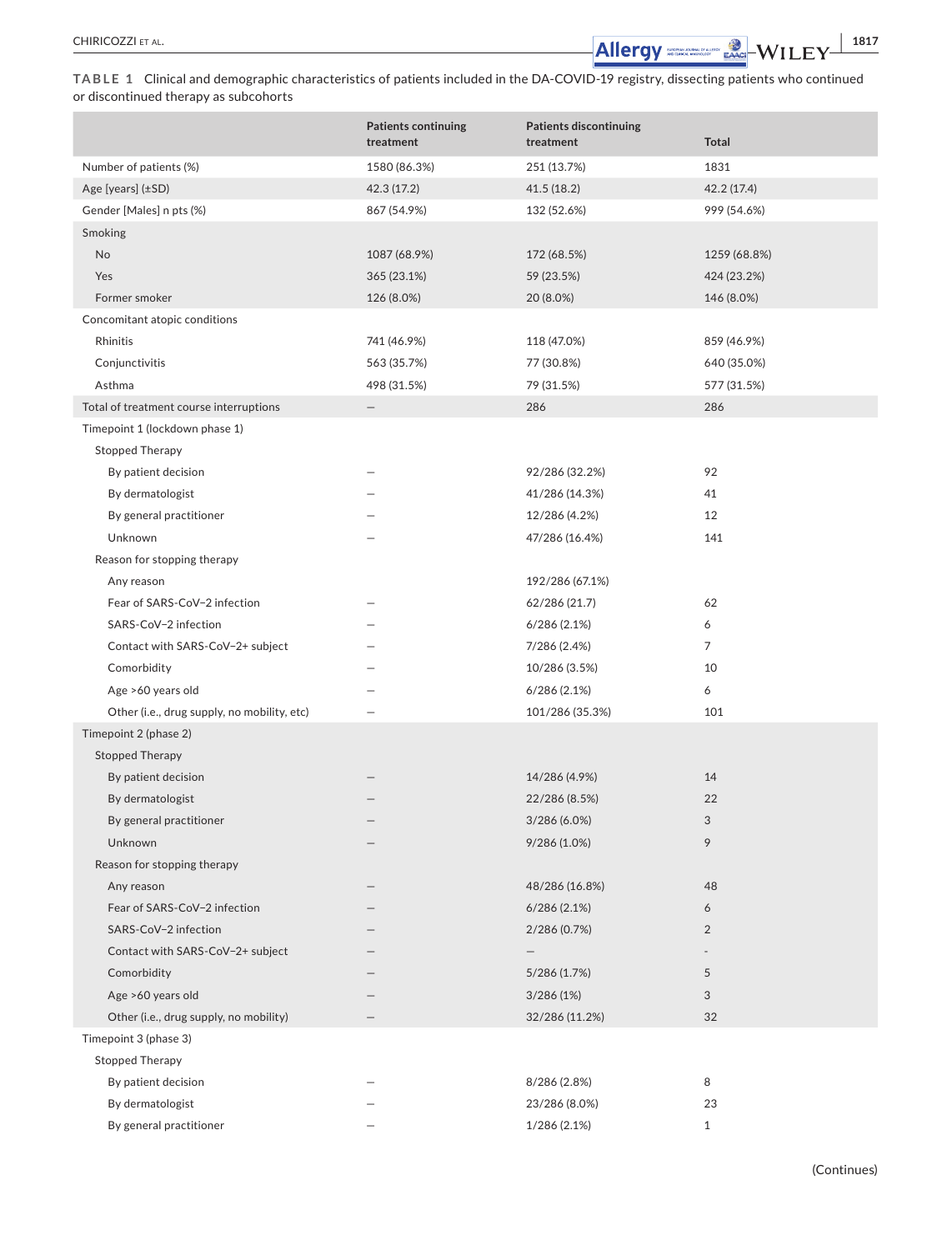**TABLE 1** Clinical and demographic characteristics of patients included in the DA-COVID-19 registry, dissecting patients who continued or discontinued therapy as subcohorts

| | Patients continuing treatment | Patients discontinuing treatment | Total |
|---|---|---|---|
| Number of patients (%) | 1580 (86.3%) | 251 (13.7%) | 1831 |
| Age [years] (±SD) | 42.3 (17.2) | 41.5 (18.2) | 42.2 (17.4) |
| Gender [Males] n pts (%) | 867 (54.9%) | 132 (52.6%) | 999 (54.6%) |
| Smoking | | | |
| No | 1087 (68.9%) | 172 (68.5%) | 1259 (68.8%) |
| Yes | 365 (23.1%) | 59 (23.5%) | 424 (23.2%) |
| Former smoker | 126 (8.0%) | 20 (8.0%) | 146 (8.0%) |
| Concomitant atopic conditions | | | |
| Rhinitis | 741 (46.9%) | 118 (47.0%) | 859 (46.9%) |
| Conjunctivitis | 563 (35.7%) | 77 (30.8%) | 640 (35.0%) |
| Asthma | 498 (31.5%) | 79 (31.5%) | 577 (31.5%) |
| Total of treatment course interruptions | – | 286 | 286 |
| Timepoint 1 (lockdown phase 1) | | | |
| Stopped Therapy | | | |
| By patient decision | – | 92/286 (32.2%) | 92 |
| By dermatologist | – | 41/286 (14.3%) | 41 |
| By general practitioner | – | 12/286 (4.2%) | 12 |
| Unknown | – | 47/286 (16.4%) | 141 |
| Reason for stopping therapy | | | |
| Any reason | | 192/286 (67.1%) | |
| Fear of SARS-CoV-2 infection | – | 62/286 (21.7) | 62 |
| SARS-CoV-2 infection | – | 6/286 (2.1%) | 6 |
| Contact with SARS-CoV-2+ subject | – | 7/286 (2.4%) | 7 |
| Comorbidity | – | 10/286 (3.5%) | 10 |
| Age >60 years old | – | 6/286 (2.1%) | 6 |
| Other (i.e., drug supply, no mobility, etc) | – | 101/286 (35.3%) | 101 |
| Timepoint 2 (phase 2) | | | |
| Stopped Therapy | | | |
| By patient decision | – | 14/286 (4.9%) | 14 |
| By dermatologist | – | 22/286 (8.5%) | 22 |
| By general practitioner | – | 3/286 (6.0%) | 3 |
| Unknown | – | 9/286 (1.0%) | 9 |
| Reason for stopping therapy | | | |
| Any reason | – | 48/286 (16.8%) | 48 |
| Fear of SARS-CoV-2 infection | – | 6/286 (2.1%) | 6 |
| SARS-CoV-2 infection | – | 2/286 (0.7%) | 2 |
| Contact with SARS-CoV-2+ subject | – | – | - |
| Comorbidity | – | 5/286 (1.7%) | 5 |
| Age >60 years old | – | 3/286 (1%) | 3 |
| Other (i.e., drug supply, no mobility) | – | 32/286 (11.2%) | 32 |
| Timepoint 3 (phase 3) | | | |
| Stopped Therapy | | | |
| By patient decision | – | 8/286 (2.8%) | 8 |
| By dermatologist | – | 23/286 (8.0%) | 23 |
| By general practitioner | – | 1/286 (2.1%) | 1 |

(Continues)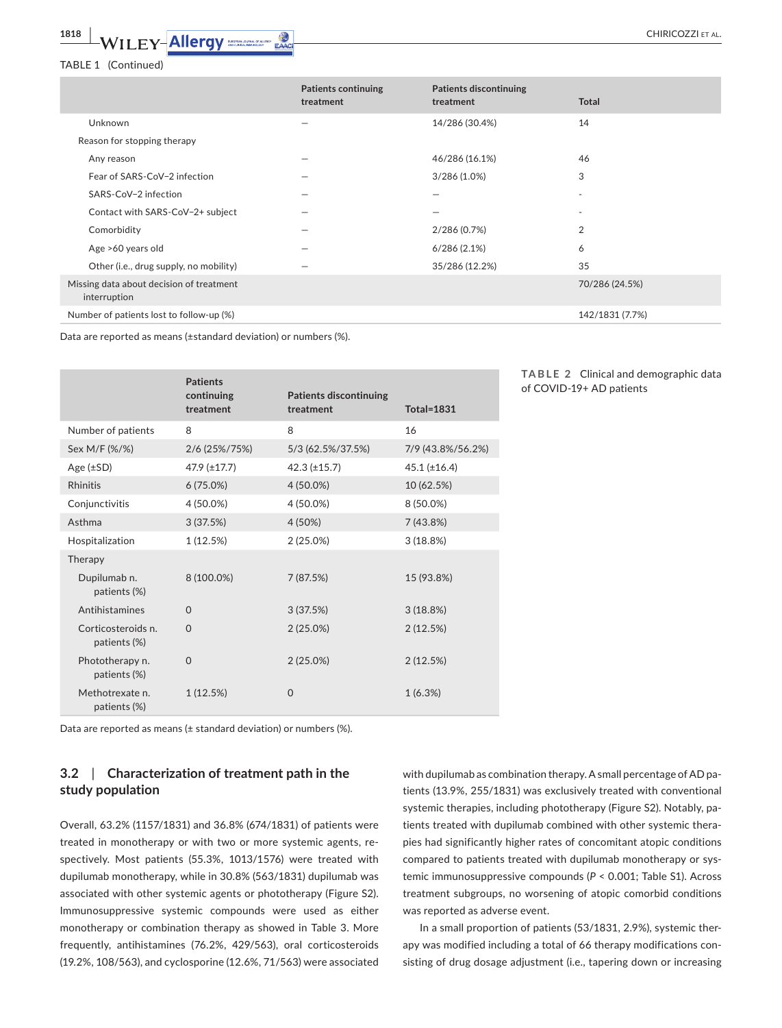TABLE 1 (Continued)

| | Patients continuing treatment | Patients discontinuing treatment | Total |
|---|---|---|---|
| Unknown | — | 14/286 (30.4%) | 14 |
| Reason for stopping therapy | | | |
| Any reason | — | 46/286 (16.1%) | 46 |
| Fear of SARS-CoV-2 infection | — | 3/286 (1.0%) | 3 |
| SARS-CoV-2 infection | — | — | - |
| Contact with SARS-CoV-2+ subject | — | — | - |
| Comorbidity | — | 2/286 (0.7%) | 2 |
| Age >60 years old | — | 6/286 (2.1%) | 6 |
| Other (i.e., drug supply, no mobility) | — | 35/286 (12.2%) | 35 |
| Missing data about decision of treatment interruption | | | 70/286 (24.5%) |
| Number of patients lost to follow-up (%) | | | 142/1831 (7.7%) |

Data are reported as means (±standard deviation) or numbers (%).

**TABLE 2** Clinical and demographic data of COVID-19+ AD patients

| | Patients continuing treatment | Patients discontinuing treatment | Total=1831 |
|---|---|---|---|
| Number of patients | 8 | 8 | 16 |
| Sex M/F (%/%) | 2/6 (25%/75%) | 5/3 (62.5%/37.5%) | 7/9 (43.8%/56.2%) |
| Age (±SD) | 47.9 (±17.7) | 42.3 (±15.7) | 45.1 (±16.4) |
| Rhinitis | 6 (75.0%) | 4 (50.0%) | 10 (62.5%) |
| Conjunctivitis | 4 (50.0%) | 4 (50.0%) | 8 (50.0%) |
| Asthma | 3 (37.5%) | 4 (50%) | 7 (43.8%) |
| Hospitalization | 1 (12.5%) | 2 (25.0%) | 3 (18.8%) |
| Therapy | | | |
| Dupilumab n. patients (%) | 8 (100.0%) | 7 (87.5%) | 15 (93.8%) |
| Antihistamines | 0 | 3 (37.5%) | 3 (18.8%) |
| Corticosteroids n. patients (%) | 0 | 2 (25.0%) | 2 (12.5%) |
| Phototherapy n. patients (%) | 0 | 2 (25.0%) | 2 (12.5%) |
| Methotrexate n. patients (%) | 1 (12.5%) | 0 | 1 (6.3%) |

Data are reported as means (± standard deviation) or numbers (%).

### 3.2 | Characterization of treatment path in the study population

Overall, 63.2% (1157/1831) and 36.8% (674/1831) of patients were treated in monotherapy or with two or more systemic agents, respectively. Most patients (55.3%, 1013/1576) were treated with dupilumab monotherapy, while in 30.8% (563/1831) dupilumab was associated with other systemic agents or phototherapy (Figure S2). Immunosuppressive systemic compounds were used as either monotherapy or combination therapy as showed in Table 3. More frequently, antihistamines (76.2%, 429/563), oral corticosteroids (19.2%, 108/563), and cyclosporine (12.6%, 71/563) were associated with dupilumab as combination therapy. A small percentage of AD patients (13.9%, 255/1831) was exclusively treated with conventional systemic therapies, including phototherapy (Figure S2). Notably, patients treated with dupilumab combined with other systemic therapies had significantly higher rates of concomitant atopic conditions compared to patients treated with dupilumab monotherapy or systemic immunosuppressive compounds ($P < 0.001$; Table S1). Across treatment subgroups, no worsening of atopic comorbid conditions was reported as adverse event.

In a small proportion of patients (53/1831, 2.9%), systemic therapy was modified including a total of 66 therapy modifications consisting of drug dosage adjustment (i.e., tapering down or increasing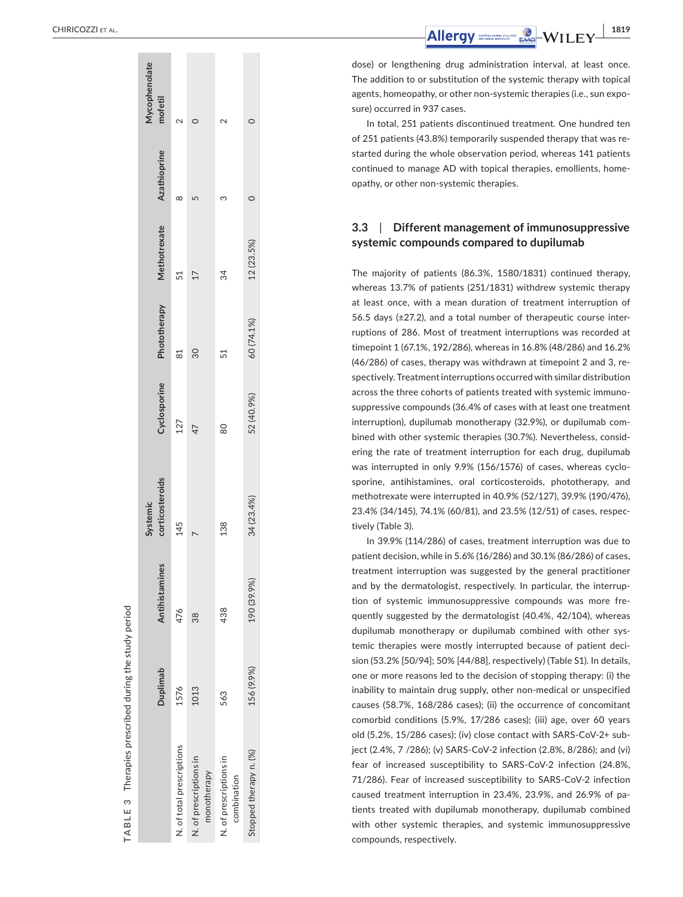**TABLE 3** Therapies prescribed during the study period

| | Duplimab | Antihistamines | Systemic corticosteroids | Cyclosporine | Phototherapy | Methotrexate | Azathioprine | Mycophenolate mofetil |
|---|---|---|---|---|---|---|---|---|
| N. of total prescriptions | 1576 | 476 | 145 | 127 | 81 | 51 | 8 | 2 |
| N. of prescriptions in monotherapy | 1013 | 38 | 7 | 47 | 30 | 17 | 5 | 0 |
| N. of prescriptions in combination | 563 | 438 | 138 | 80 | 51 | 34 | 3 | 2 |
| Stopped therapy n. (%) | 156 (9.9%) | 190 (39.9%) | 34 (23.4%) | 52 (40.9%) | 60 (74.1%) | 12 (23.5%) | 0 | 0 |

dose) or lengthening drug administration interval, at least once. The addition to or substitution of the systemic therapy with topical agents, homeopathy, or other non-systemic therapies (i.e., sun exposure) occurred in 937 cases.

In total, 251 patients discontinued treatment. One hundred ten of 251 patients (43.8%) temporarily suspended therapy that was restarted during the whole observation period, whereas 141 patients continued to manage AD with topical therapies, emollients, homeopathy, or other non-systemic therapies.

### 3.3 | Different management of immunosuppressive systemic compounds compared to dupilumab

The majority of patients (86.3%, 1580/1831) continued therapy, whereas 13.7% of patients (251/1831) withdrew systemic therapy at least once, with a mean duration of treatment interruption of 56.5 days (±27.2), and a total number of therapeutic course interruptions of 286. Most of treatment interruptions was recorded at timepoint 1 (67.1%, 192/286), whereas in 16.8% (48/286) and 16.2% (46/286) of cases, therapy was withdrawn at timepoint 2 and 3, respectively. Treatment interruptions occurred with similar distribution across the three cohorts of patients treated with systemic immunosuppressive compounds (36.4% of cases with at least one treatment interruption), dupilumab monotherapy (32.9%), or dupilumab combined with other systemic therapies (30.7%). Nevertheless, considering the rate of treatment interruption for each drug, dupilumab was interrupted in only 9.9% (156/1576) of cases, whereas cyclosporine, antihistamines, oral corticosteroids, phototherapy, and methotrexate were interrupted in 40.9% (52/127), 39.9% (190/476), 23.4% (34/145), 74.1% (60/81), and 23.5% (12/51) of cases, respectively (Table 3).

In 39.9% (114/286) of cases, treatment interruption was due to patient decision, while in 5.6% (16/286) and 30.1% (86/286) of cases, treatment interruption was suggested by the general practitioner and by the dermatologist, respectively. In particular, the interruption of systemic immunosuppressive compounds was more frequently suggested by the dermatologist (40.4%, 42/104), whereas dupilumab monotherapy or dupilumab combined with other systemic therapies were mostly interrupted because of patient decision (53.2% [50/94]; 50% [44/88], respectively) (Table S1). In details, one or more reasons led to the decision of stopping therapy: (i) the inability to maintain drug supply, other non-medical or unspecified causes (58.7%, 168/286 cases); (ii) the occurrence of concomitant comorbid conditions (5.9%, 17/286 cases); (iii) age, over 60 years old (5.2%, 15/286 cases); (iv) close contact with SARS-CoV-2+ subject (2.4%, 7 /286); (v) SARS-CoV-2 infection (2.8%, 8/286); and (vi) fear of increased susceptibility to SARS-CoV-2 infection (24.8%, 71/286). Fear of increased susceptibility to SARS-CoV-2 infection caused treatment interruption in 23.4%, 23.9%, and 26.9% of patients treated with dupilumab monotherapy, dupilumab combined with other systemic therapies, and systemic immunosuppressive compounds, respectively.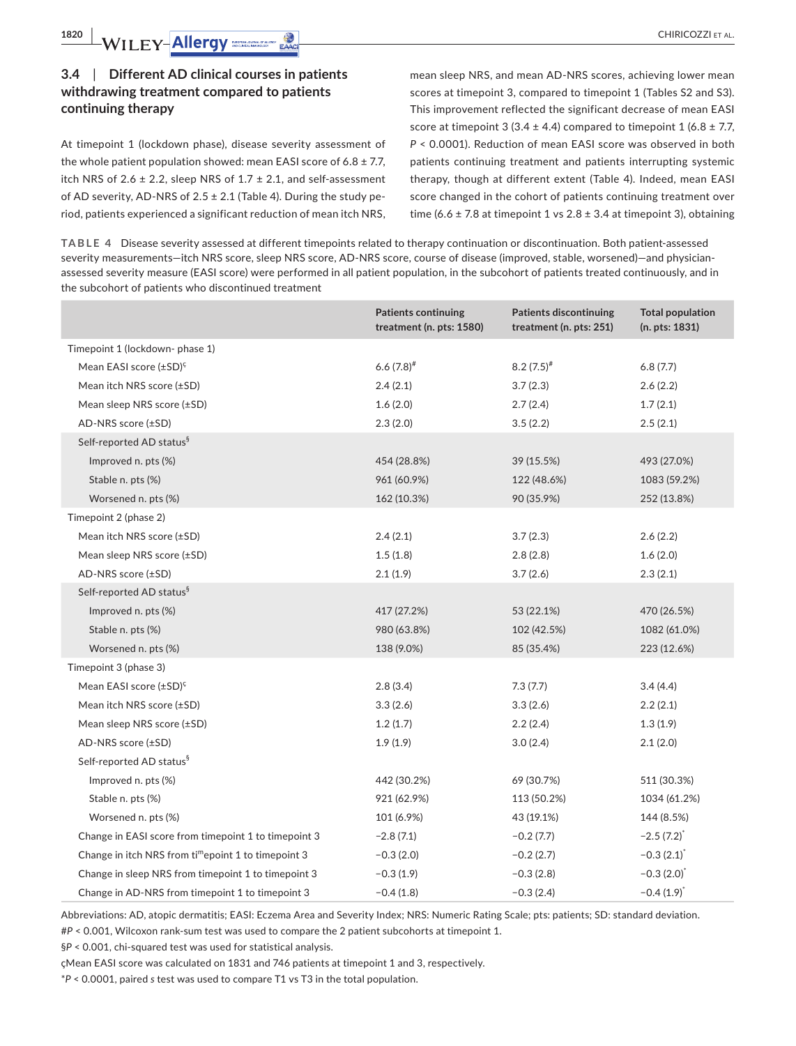### 3.4 | Different AD clinical courses in patients withdrawing treatment compared to patients continuing therapy

At timepoint 1 (lockdown phase), disease severity assessment of the whole patient population showed: mean EASI score of 6.8 ± 7.7, itch NRS of 2.6 ± 2.2, sleep NRS of 1.7 ± 2.1, and self-assessment of AD severity, AD-NRS of 2.5 ± 2.1 (Table 4). During the study period, patients experienced a significant reduction of mean itch NRS, mean sleep NRS, and mean AD-NRS scores, achieving lower mean scores at timepoint 3, compared to timepoint 1 (Tables S2 and S3). This improvement reflected the significant decrease of mean EASI score at timepoint 3 (3.4 ± 4.4) compared to timepoint 1 (6.8 ± 7.7, $P < 0.0001$). Reduction of mean EASI score was observed in both patients continuing treatment and patients interrupting systemic therapy, though at different extent (Table 4). Indeed, mean EASI score changed in the cohort of patients continuing treatment over time (6.6 ± 7.8 at timepoint 1 vs 2.8 ± 3.4 at timepoint 3), obtaining

**TABLE 4** Disease severity assessed at different timepoints related to therapy continuation or discontinuation. Both patient-assessed severity measurements—itch NRS score, sleep NRS score, AD-NRS score, course of disease (improved, stable, worsened)—and physician-assessed severity measure (EASI score) were performed in all patient population, in the subcohort of patients treated continuously, and in the subcohort of patients who discontinued treatment

| | Patients continuing treatment (n. pts: 1580) | Patients discontinuing treatment (n. pts: 251) | Total population (n. pts: 1831) |
|---|---|---|---|
| Timepoint 1 (lockdown- phase 1) | | | |
| Mean EASI score (±SD)[ç] | 6.6 (7.8)[#] | 8.2 (7.5)[#] | 6.8 (7.7) |
| Mean itch NRS score (±SD) | 2.4 (2.1) | 3.7 (2.3) | 2.6 (2.2) |
| Mean sleep NRS score (±SD) | 1.6 (2.0) | 2.7 (2.4) | 1.7 (2.1) |
| AD-NRS score (±SD) | 2.3 (2.0) | 3.5 (2.2) | 2.5 (2.1) |
| Self-reported AD status[§] | | | |
| Improved n. pts (%) | 454 (28.8%) | 39 (15.5%) | 493 (27.0%) |
| Stable n. pts (%) | 961 (60.9%) | 122 (48.6%) | 1083 (59.2%) |
| Worsened n. pts (%) | 162 (10.3%) | 90 (35.9%) | 252 (13.8%) |
| Timepoint 2 (phase 2) | | | |
| Mean itch NRS score (±SD) | 2.4 (2.1) | 3.7 (2.3) | 2.6 (2.2) |
| Mean sleep NRS score (±SD) | 1.5 (1.8) | 2.8 (2.8) | 1.6 (2.0) |
| AD-NRS score (±SD) | 2.1 (1.9) | 3.7 (2.6) | 2.3 (2.1) |
| Self-reported AD status[§] | | | |
| Improved n. pts (%) | 417 (27.2%) | 53 (22.1%) | 470 (26.5%) |
| Stable n. pts (%) | 980 (63.8%) | 102 (42.5%) | 1082 (61.0%) |
| Worsened n. pts (%) | 138 (9.0%) | 85 (35.4%) | 223 (12.6%) |
| Timepoint 3 (phase 3) | | | |
| Mean EASI score (±SD)[ç] | 2.8 (3.4) | 7.3 (7.7) | 3.4 (4.4) |
| Mean itch NRS score (±SD) | 3.3 (2.6) | 3.3 (2.6) | 2.2 (2.1) |
| Mean sleep NRS score (±SD) | 1.2 (1.7) | 2.2 (2.4) | 1.3 (1.9) |
| AD-NRS score (±SD) | 1.9 (1.9) | 3.0 (2.4) | 2.1 (2.0) |
| Self-reported AD status[§] | | | |
| Improved n. pts (%) | 442 (30.2%) | 69 (30.7%) | 511 (30.3%) |
| Stable n. pts (%) | 921 (62.9%) | 113 (50.2%) | 1034 (61.2%) |
| Worsened n. pts (%) | 101 (6.9%) | 43 (19.1%) | 144 (8.5%) |
| Change in EASI score from timepoint 1 to timepoint 3 | −2.8 (7.1) | −0.2 (7.7) | −2.5 (7.2)[*] |
| Change in itch NRS from timepoint 1 to timepoint 3 | −0.3 (2.0) | −0.2 (2.7) | −0.3 (2.1)[*] |
| Change in sleep NRS from timepoint 1 to timepoint 3 | −0.3 (1.9) | −0.3 (2.8) | −0.3 (2.0)[*] |
| Change in AD-NRS from timepoint 1 to timepoint 3 | −0.4 (1.8) | −0.3 (2.4) | −0.4 (1.9)[*] |

Abbreviations: AD, atopic dermatitis; EASI: Eczema Area and Severity Index; NRS: Numeric Rating Scale; pts: patients; SD: standard deviation.

#$P < 0.001$, Wilcoxon rank-sum test was used to compare the 2 patient subcohorts at timepoint 1.

§$P < 0.001$, chi-squared test was used for statistical analysis.

çMean EASI score was calculated on 1831 and 746 patients at timepoint 1 and 3, respectively.

*$P < 0.0001$, paired *s* test was used to compare T1 vs T3 in the total population.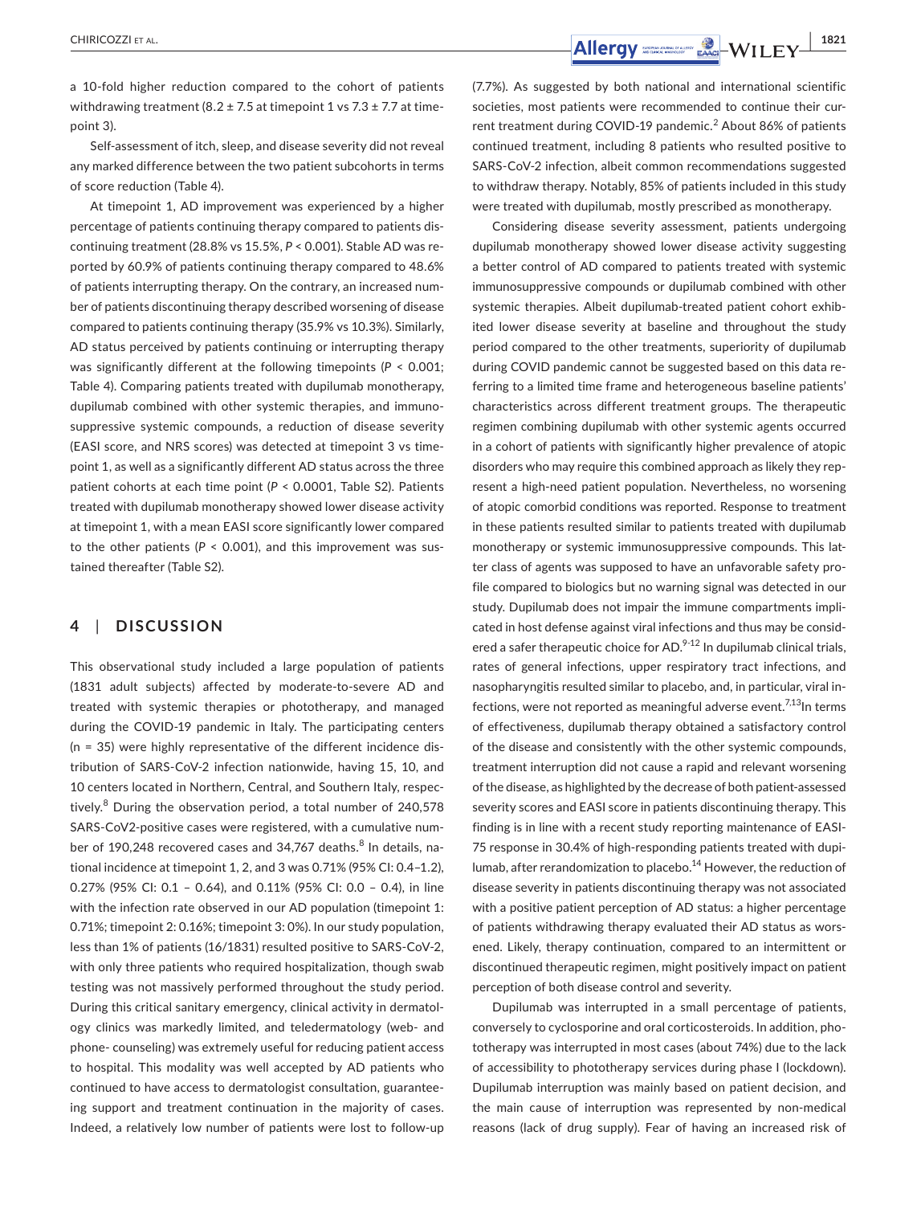a 10-fold higher reduction compared to the cohort of patients withdrawing treatment (8.2 ± 7.5 at timepoint 1 vs 7.3 ± 7.7 at timepoint 3).

Self-assessment of itch, sleep, and disease severity did not reveal any marked difference between the two patient subcohorts in terms of score reduction (Table 4).

At timepoint 1, AD improvement was experienced by a higher percentage of patients continuing therapy compared to patients discontinuing treatment (28.8% vs 15.5%, $P < 0.001$). Stable AD was reported by 60.9% of patients continuing therapy compared to 48.6% of patients interrupting therapy. On the contrary, an increased number of patients discontinuing therapy described worsening of disease compared to patients continuing therapy (35.9% vs 10.3%). Similarly, AD status perceived by patients continuing or interrupting therapy was significantly different at the following timepoints ($P < 0.001$; Table 4). Comparing patients treated with dupilumab monotherapy, dupilumab combined with other systemic therapies, and immunosuppressive systemic compounds, a reduction of disease severity (EASI score, and NRS scores) was detected at timepoint 3 vs timepoint 1, as well as a significantly different AD status across the three patient cohorts at each time point ($P < 0.0001$, Table S2). Patients treated with dupilumab monotherapy showed lower disease activity at timepoint 1, with a mean EASI score significantly lower compared to the other patients ($P < 0.001$), and this improvement was sustained thereafter (Table S2).

## 4 | DISCUSSION

This observational study included a large population of patients (1831 adult subjects) affected by moderate-to-severe AD and treated with systemic therapies or phototherapy, and managed during the COVID-19 pandemic in Italy. The participating centers (n = 35) were highly representative of the different incidence distribution of SARS-CoV-2 infection nationwide, having 15, 10, and 10 centers located in Northern, Central, and Southern Italy, respectively.[8] During the observation period, a total number of 240,578 SARS-CoV2-positive cases were registered, with a cumulative number of 190,248 recovered cases and 34,767 deaths.[8] In details, national incidence at timepoint 1, 2, and 3 was 0.71% (95% CI: 0.4–1.2), 0.27% (95% CI: 0.1 – 0.64), and 0.11% (95% CI: 0.0 – 0.4), in line with the infection rate observed in our AD population (timepoint 1: 0.71%; timepoint 2: 0.16%; timepoint 3: 0%). In our study population, less than 1% of patients (16/1831) resulted positive to SARS-CoV-2, with only three patients who required hospitalization, though swab testing was not massively performed throughout the study period. During this critical sanitary emergency, clinical activity in dermatology clinics was markedly limited, and teledermatology (web- and phone- counseling) was extremely useful for reducing patient access to hospital. This modality was well accepted by AD patients who continued to have access to dermatologist consultation, guaranteeing support and treatment continuation in the majority of cases. Indeed, a relatively low number of patients were lost to follow-up (7.7%). As suggested by both national and international scientific societies, most patients were recommended to continue their current treatment during COVID-19 pandemic.[2] About 86% of patients continued treatment, including 8 patients who resulted positive to SARS-CoV-2 infection, albeit common recommendations suggested to withdraw therapy. Notably, 85% of patients included in this study were treated with dupilumab, mostly prescribed as monotherapy.

Considering disease severity assessment, patients undergoing dupilumab monotherapy showed lower disease activity suggesting a better control of AD compared to patients treated with systemic immunosuppressive compounds or dupilumab combined with other systemic therapies. Albeit dupilumab-treated patient cohort exhibited lower disease severity at baseline and throughout the study period compared to the other treatments, superiority of dupilumab during COVID pandemic cannot be suggested based on this data referring to a limited time frame and heterogeneous baseline patients' characteristics across different treatment groups. The therapeutic regimen combining dupilumab with other systemic agents occurred in a cohort of patients with significantly higher prevalence of atopic disorders who may require this combined approach as likely they represent a high-need patient population. Nevertheless, no worsening of atopic comorbid conditions was reported. Response to treatment in these patients resulted similar to patients treated with dupilumab monotherapy or systemic immunosuppressive compounds. This latter class of agents was supposed to have an unfavorable safety profile compared to biologics but no warning signal was detected in our study. Dupilumab does not impair the immune compartments implicated in host defense against viral infections and thus may be considered a safer therapeutic choice for AD.[9-12] In dupilumab clinical trials, rates of general infections, upper respiratory tract infections, and nasopharyngitis resulted similar to placebo, and, in particular, viral infections, were not reported as meaningful adverse event.[7,13] In terms of effectiveness, dupilumab therapy obtained a satisfactory control of the disease and consistently with the other systemic compounds, treatment interruption did not cause a rapid and relevant worsening of the disease, as highlighted by the decrease of both patient-assessed severity scores and EASI score in patients discontinuing therapy. This finding is in line with a recent study reporting maintenance of EASI-75 response in 30.4% of high-responding patients treated with dupilumab, after rerandomization to placebo.[14] However, the reduction of disease severity in patients discontinuing therapy was not associated with a positive patient perception of AD status: a higher percentage of patients withdrawing therapy evaluated their AD status as worsened. Likely, therapy continuation, compared to an intermittent or discontinued therapeutic regimen, might positively impact on patient perception of both disease control and severity.

Dupilumab was interrupted in a small percentage of patients, conversely to cyclosporine and oral corticosteroids. In addition, phototherapy was interrupted in most cases (about 74%) due to the lack of accessibility to phototherapy services during phase I (lockdown). Dupilumab interruption was mainly based on patient decision, and the main cause of interruption was represented by non-medical reasons (lack of drug supply). Fear of having an increased risk of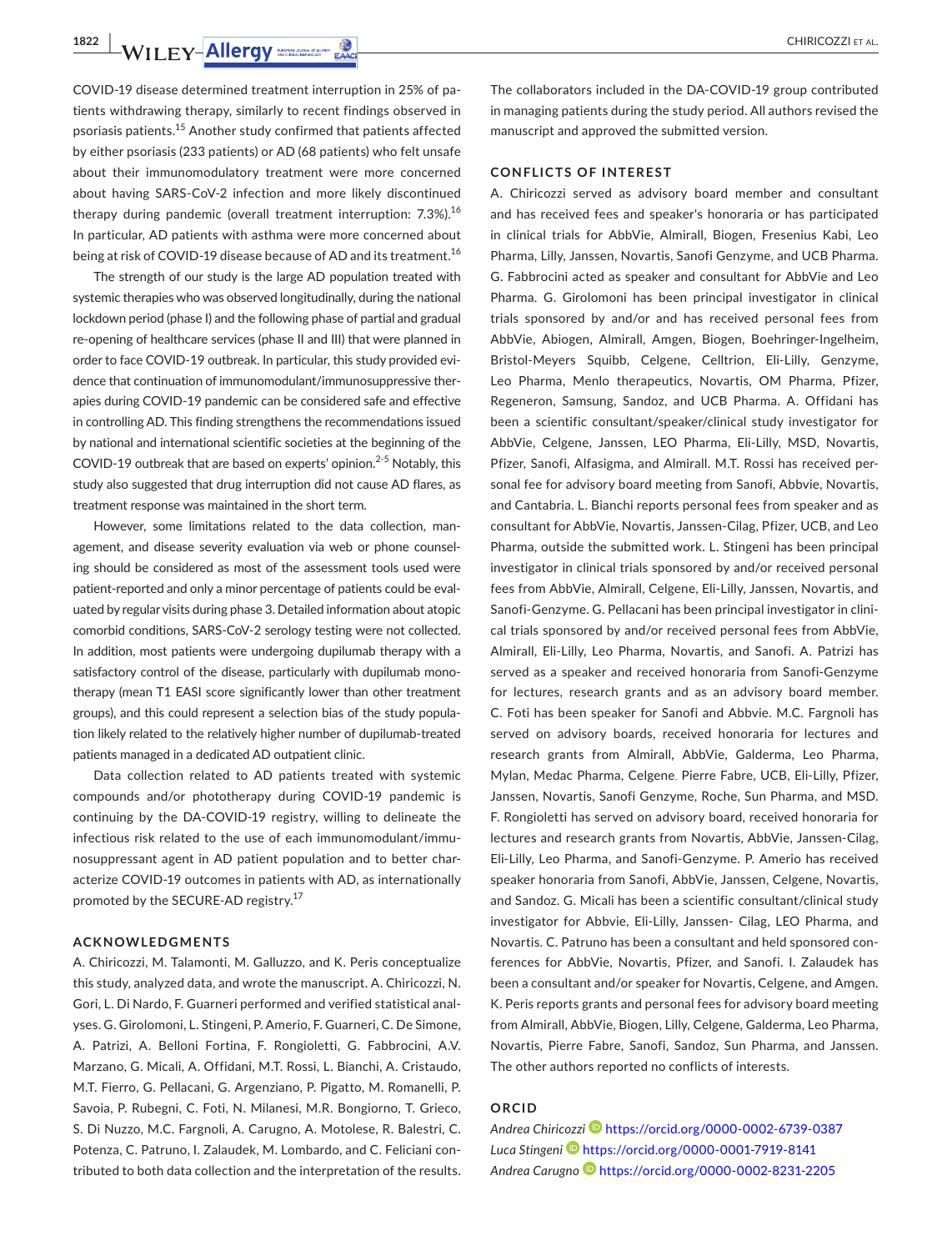COVID-19 disease determined treatment interruption in 25% of patients withdrawing therapy, similarly to recent findings observed in psoriasis patients.[15] Another study confirmed that patients affected by either psoriasis (233 patients) or AD (68 patients) who felt unsafe about their immunomodulatory treatment were more concerned about having SARS-CoV-2 infection and more likely discontinued therapy during pandemic (overall treatment interruption: 7.3%).[16] In particular, AD patients with asthma were more concerned about being at risk of COVID-19 disease because of AD and its treatment.[16]

The strength of our study is the large AD population treated with systemic therapies who was observed longitudinally, during the national lockdown period (phase I) and the following phase of partial and gradual re-opening of healthcare services (phase II and III) that were planned in order to face COVID-19 outbreak. In particular, this study provided evidence that continuation of immunomodulant/immunosuppressive therapies during COVID-19 pandemic can be considered safe and effective in controlling AD. This finding strengthens the recommendations issued by national and international scientific societies at the beginning of the COVID-19 outbreak that are based on experts' opinion.[2-5] Notably, this study also suggested that drug interruption did not cause AD flares, as treatment response was maintained in the short term.

However, some limitations related to the data collection, management, and disease severity evaluation via web or phone counseling should be considered as most of the assessment tools used were patient-reported and only a minor percentage of patients could be evaluated by regular visits during phase 3. Detailed information about atopic comorbid conditions, SARS-CoV-2 serology testing were not collected. In addition, most patients were undergoing dupilumab therapy with a satisfactory control of the disease, particularly with dupilumab monotherapy (mean T1 EASI score significantly lower than other treatment groups), and this could represent a selection bias of the study population likely related to the relatively higher number of dupilumab-treated patients managed in a dedicated AD outpatient clinic.

Data collection related to AD patients treated with systemic compounds and/or phototherapy during COVID-19 pandemic is continuing by the DA-COVID-19 registry, willing to delineate the infectious risk related to the use of each immunomodulant/immunosuppressant agent in AD patient population and to better characterize COVID-19 outcomes in patients with AD, as internationally promoted by the SECURE-AD registry.[17]

## ACKNOWLEDGMENTS

A. Chiricozzi, M. Talamonti, M. Galluzzo, and K. Peris conceptualize this study, analyzed data, and wrote the manuscript. A. Chiricozzi, N. Gori, L. Di Nardo, F. Guarneri performed and verified statistical analyses. G. Girolomoni, L. Stingeni, P. Amerio, F. Guarneri, C. De Simone, A. Patrizi, A. Belloni Fortina, F. Rongioletti, G. Fabbrocini, A.V. Marzano, G. Micali, A. Offidani, M.T. Rossi, L. Bianchi, A. Cristaudo, M.T. Fierro, G. Pellacani, G. Argenziano, P. Pigatto, M. Romanelli, P. Savoia, P. Rubegni, C. Foti, N. Milanesi, M.R. Bongiorno, T. Grieco, S. Di Nuzzo, M.C. Fargnoli, A. Carugno, A. Motolese, R. Balestri, C. Potenza, C. Patruno, I. Zalaudek, M. Lombardo, and C. Feliciani contributed to both data collection and the interpretation of the results. The collaborators included in the DA-COVID-19 group contributed in managing patients during the study period. All authors revised the manuscript and approved the submitted version.

## CONFLICTS OF INTEREST

A. Chiricozzi served as advisory board member and consultant and has received fees and speaker's honoraria or has participated in clinical trials for AbbVie, Almirall, Biogen, Fresenius Kabi, Leo Pharma, Lilly, Janssen, Novartis, Sanofi Genzyme, and UCB Pharma. G. Fabbrocini acted as speaker and consultant for AbbVie and Leo Pharma. G. Girolomoni has been principal investigator in clinical trials sponsored by and/or and has received personal fees from AbbVie, Abiogen, Almirall, Amgen, Biogen, Boehringer-Ingelheim, Bristol-Meyers Squibb, Celgene, Celltrion, Eli-Lilly, Genzyme, Leo Pharma, Menlo therapeutics, Novartis, OM Pharma, Pfizer, Regeneron, Samsung, Sandoz, and UCB Pharma. A. Offidani has been a scientific consultant/speaker/clinical study investigator for AbbVie, Celgene, Janssen, LEO Pharma, Eli-Lilly, MSD, Novartis, Pfizer, Sanofi, Alfasigma, and Almirall. M.T. Rossi has received personal fee for advisory board meeting from Sanofi, Abbvie, Novartis, and Cantabria. L. Bianchi reports personal fees from speaker and as consultant for AbbVie, Novartis, Janssen-Cilag, Pfizer, UCB, and Leo Pharma, outside the submitted work. L. Stingeni has been principal investigator in clinical trials sponsored by and/or received personal fees from AbbVie, Almirall, Celgene, Eli-Lilly, Janssen, Novartis, and Sanofi-Genzyme. G. Pellacani has been principal investigator in clinical trials sponsored by and/or received personal fees from AbbVie, Almirall, Eli-Lilly, Leo Pharma, Novartis, and Sanofi. A. Patrizi has served as a speaker and received honoraria from Sanofi-Genzyme for lectures, research grants and as an advisory board member. C. Foti has been speaker for Sanofi and Abbvie. M.C. Fargnoli has served on advisory boards, received honoraria for lectures and research grants from Almirall, AbbVie, Galderma, Leo Pharma, Mylan, Medac Pharma, Celgene, Pierre Fabre, UCB, Eli-Lilly, Pfizer, Janssen, Novartis, Sanofi Genzyme, Roche, Sun Pharma, and MSD. F. Rongioletti has served on advisory board, received honoraria for lectures and research grants from Novartis, AbbVie, Janssen-Cilag, Eli-Lilly, Leo Pharma, and Sanofi-Genzyme. P. Amerio has received speaker honoraria from Sanofi, AbbVie, Janssen, Celgene, Novartis, and Sandoz. G. Micali has been a scientific consultant/clinical study investigator for Abbvie, Eli-Lilly, Janssen- Cilag, LEO Pharma, and Novartis. C. Patruno has been a consultant and held sponsored conferences for AbbVie, Novartis, Pfizer, and Sanofi. I. Zalaudek has been a consultant and/or speaker for Novartis, Celgene, and Amgen. K. Peris reports grants and personal fees for advisory board meeting from Almirall, AbbVie, Biogen, Lilly, Celgene, Galderma, Leo Pharma, Novartis, Pierre Fabre, Sanofi, Sandoz, Sun Pharma, and Janssen. The other authors reported no conflicts of interests.

## ORCID

*Andrea Chiricozzi* https://orcid.org/0000-0002-6739-0387
*Luca Stingeni* https://orcid.org/0000-0001-7919-8141
*Andrea Carugno* https://orcid.org/0000-0002-8231-2205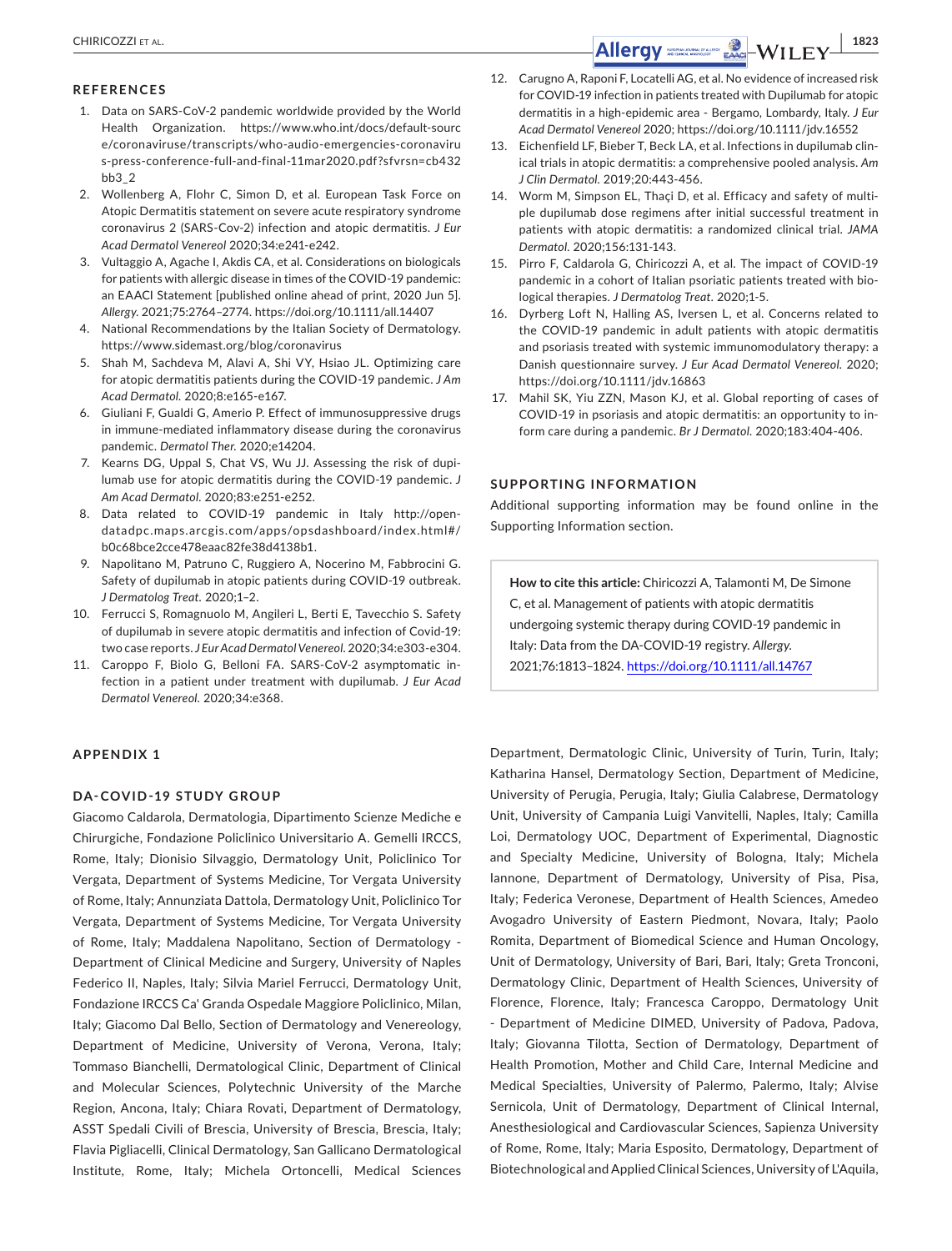## REFERENCES

1. Data on SARS-CoV-2 pandemic worldwide provided by the World Health Organization. https://www.who.int/docs/default-source/coronaviruse/transcripts/who-audio-emergencies-coronavirus-press-conference-full-and-final-11mar2020.pdf?sfvrsn=cb432bb3_2
2. Wollenberg A, Flohr C, Simon D, et al. European Task Force on Atopic Dermatitis statement on severe acute respiratory syndrome coronavirus 2 (SARS-Cov-2) infection and atopic dermatitis. *J Eur Acad Dermatol Venereol* 2020;34:e241-e242.
3. Vultaggio A, Agache I, Akdis CA, et al. Considerations on biologicals for patients with allergic disease in times of the COVID-19 pandemic: an EAACI Statement [published online ahead of print, 2020 Jun 5]. *Allergy*. 2021;75:2764–2774. https://doi.org/10.1111/all.14407
4. National Recommendations by the Italian Society of Dermatology. https://www.sidemast.org/blog/coronavirus
5. Shah M, Sachdeva M, Alavi A, Shi VY, Hsiao JL. Optimizing care for atopic dermatitis patients during the COVID-19 pandemic. *J Am Acad Dermatol.* 2020;8:e165-e167.
6. Giuliani F, Gualdi G, Amerio P. Effect of immunosuppressive drugs in immune-mediated inflammatory disease during the coronavirus pandemic. *Dermatol Ther.* 2020;e14204.
7. Kearns DG, Uppal S, Chat VS, Wu JJ. Assessing the risk of dupilumab use for atopic dermatitis during the COVID-19 pandemic. *J Am Acad Dermatol.* 2020;83:e251-e252.
8. Data related to COVID-19 pandemic in Italy http://opendatadpc.maps.arcgis.com/apps/opsdashboard/index.html#/b0c68bce2cce478eaac82fe38d4138b1.
9. Napolitano M, Patruno C, Ruggiero A, Nocerino M, Fabbrocini G. Safety of dupilumab in atopic patients during COVID-19 outbreak. *J Dermatolog Treat.* 2020;1–2.
10. Ferrucci S, Romagnuolo M, Angileri L, Berti E, Tavecchio S. Safety of dupilumab in severe atopic dermatitis and infection of Covid-19: two case reports. *J Eur Acad Dermatol Venereol.* 2020;34:e303-e304.
11. Caroppo F, Biolo G, Belloni FA. SARS-CoV-2 asymptomatic infection in a patient under treatment with dupilumab. *J Eur Acad Dermatol Venereol.* 2020;34:e368.
12. Carugno A, Raponi F, Locatelli AG, et al. No evidence of increased risk for COVID-19 infection in patients treated with Dupilumab for atopic dermatitis in a high-epidemic area - Bergamo, Lombardy, Italy. *J Eur Acad Dermatol Venereol* 2020; https://doi.org/10.1111/jdv.16552
13. Eichenfield LF, Bieber T, Beck LA, et al. Infections in dupilumab clinical trials in atopic dermatitis: a comprehensive pooled analysis. *Am J Clin Dermatol.* 2019;20:443-456.
14. Worm M, Simpson EL, Thaçi D, et al. Efficacy and safety of multiple dupilumab dose regimens after initial successful treatment in patients with atopic dermatitis: a randomized clinical trial. *JAMA Dermatol.* 2020;156:131-143.
15. Pirro F, Caldarola G, Chiricozzi A, et al. The impact of COVID-19 pandemic in a cohort of Italian psoriatic patients treated with biological therapies. *J Dermatolog Treat*. 2020;1-5.
16. Dyrberg Loft N, Halling AS, Iversen L, et al. Concerns related to the COVID-19 pandemic in adult patients with atopic dermatitis and psoriasis treated with systemic immunomodulatory therapy: a Danish questionnaire survey. *J Eur Acad Dermatol Venereol.* 2020; https://doi.org/10.1111/jdv.16863
17. Mahil SK, Yiu ZZN, Mason KJ, et al. Global reporting of cases of COVID-19 in psoriasis and atopic dermatitis: an opportunity to inform care during a pandemic. *Br J Dermatol.* 2020;183:404-406.

## SUPPORTING INFORMATION

Additional supporting information may be found online in the Supporting Information section.

**How to cite this article:** Chiricozzi A, Talamonti M, De Simone C, et al. Management of patients with atopic dermatitis undergoing systemic therapy during COVID-19 pandemic in Italy: Data from the DA-COVID-19 registry. *Allergy*. 2021;76:1813–1824. https://doi.org/10.1111/all.14767

## APPENDIX 1

### DA-COVID-19 STUDY GROUP

Giacomo Caldarola, Dermatologia, Dipartimento Scienze Mediche e Chirurgiche, Fondazione Policlinico Universitario A. Gemelli IRCCS, Rome, Italy; Dionisio Silvaggio, Dermatology Unit, Policlinico Tor Vergata, Department of Systems Medicine, Tor Vergata University of Rome, Italy; Annunziata Dattola, Dermatology Unit, Policlinico Tor Vergata, Department of Systems Medicine, Tor Vergata University of Rome, Italy; Maddalena Napolitano, Section of Dermatology - Department of Clinical Medicine and Surgery, University of Naples Federico II, Naples, Italy; Silvia Mariel Ferrucci, Dermatology Unit, Fondazione IRCCS Ca' Granda Ospedale Maggiore Policlinico, Milan, Italy; Giacomo Dal Bello, Section of Dermatology and Venereology, Department of Medicine, University of Verona, Verona, Italy; Tommaso Bianchelli, Dermatological Clinic, Department of Clinical and Molecular Sciences, Polytechnic University of the Marche Region, Ancona, Italy; Chiara Rovati, Department of Dermatology, ASST Spedali Civili of Brescia, University of Brescia, Brescia, Italy; Flavia Pigliacelli, Clinical Dermatology, San Gallicano Dermatological Institute, Rome, Italy; Michela Ortoncelli, Medical Sciences Department, Dermatologic Clinic, University of Turin, Turin, Italy; Katharina Hansel, Dermatology Section, Department of Medicine, University of Perugia, Perugia, Italy; Giulia Calabrese, Dermatology Unit, University of Campania Luigi Vanvitelli, Naples, Italy; Camilla Loi, Dermatology UOC, Department of Experimental, Diagnostic and Specialty Medicine, University of Bologna, Italy; Michela Iannone, Department of Dermatology, University of Pisa, Pisa, Italy; Federica Veronese, Department of Health Sciences, Amedeo Avogadro University of Eastern Piedmont, Novara, Italy; Paolo Romita, Department of Biomedical Science and Human Oncology, Unit of Dermatology, University of Bari, Bari, Italy; Greta Tronconi, Dermatology Clinic, Department of Health Sciences, University of Florence, Florence, Italy; Francesca Caroppo, Dermatology Unit - Department of Medicine DIMED, University of Padova, Padova, Italy; Giovanna Tilotta, Section of Dermatology, Department of Health Promotion, Mother and Child Care, Internal Medicine and Medical Specialties, University of Palermo, Palermo, Italy; Alvise Sernicola, Unit of Dermatology, Department of Clinical Internal, Anesthesiological and Cardiovascular Sciences, Sapienza University of Rome, Rome, Italy; Maria Esposito, Dermatology, Department of Biotechnological and Applied Clinical Sciences, University of L'Aquila,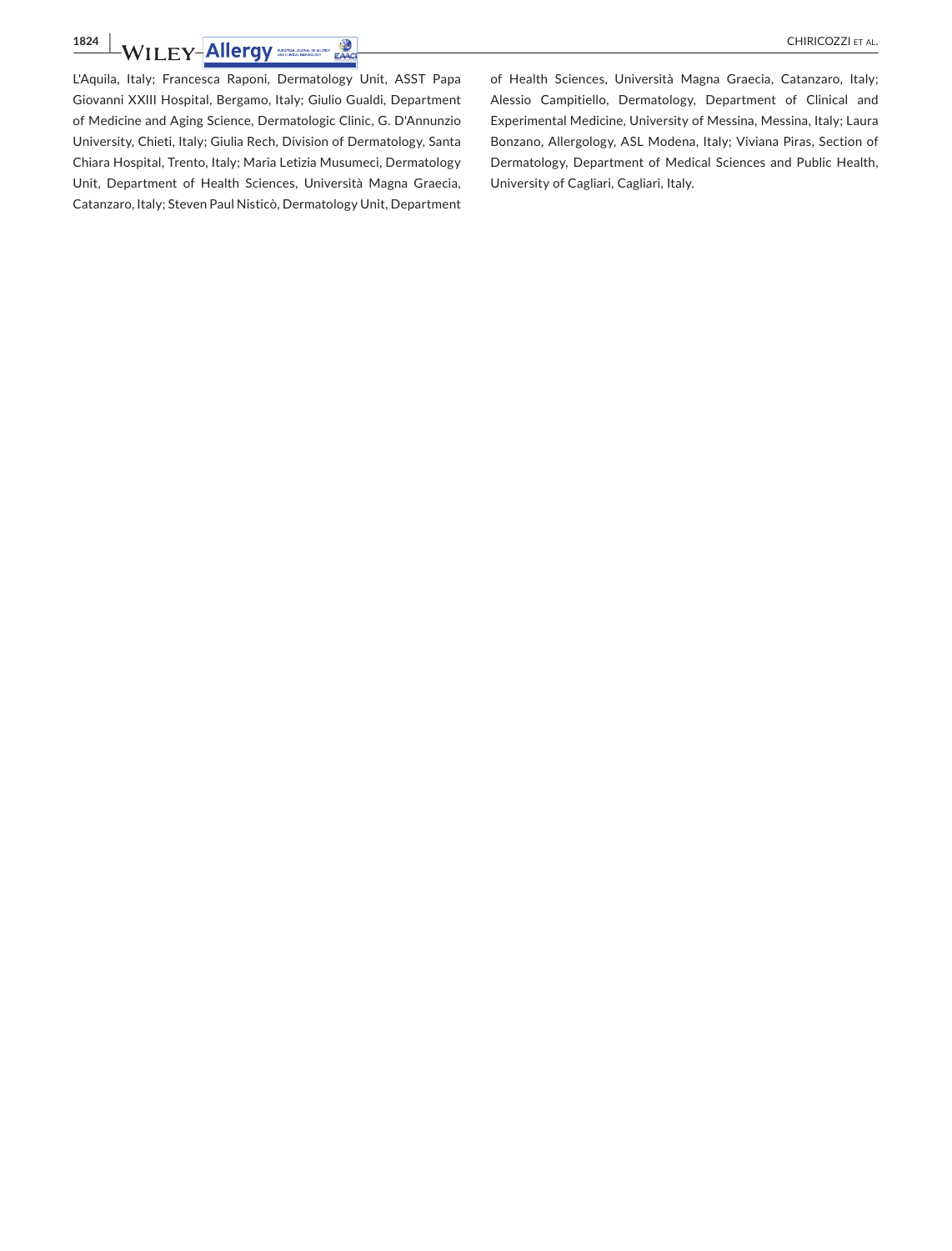L'Aquila, Italy; Francesca Raponi, Dermatology Unit, ASST Papa Giovanni XXIII Hospital, Bergamo, Italy; Giulio Gualdi, Department of Medicine and Aging Science, Dermatologic Clinic, G. D'Annunzio University, Chieti, Italy; Giulia Rech, Division of Dermatology, Santa Chiara Hospital, Trento, Italy; Maria Letizia Musumeci, Dermatology Unit, Department of Health Sciences, Università Magna Graecia, Catanzaro, Italy; Steven Paul Nisticò, Dermatology Unit, Department of Health Sciences, Università Magna Graecia, Catanzaro, Italy; Alessio Campitiello, Dermatology, Department of Clinical and Experimental Medicine, University of Messina, Messina, Italy; Laura Bonzano, Allergology, ASL Modena, Italy; Viviana Piras, Section of Dermatology, Department of Medical Sciences and Public Health, University of Cagliari, Cagliari, Italy.